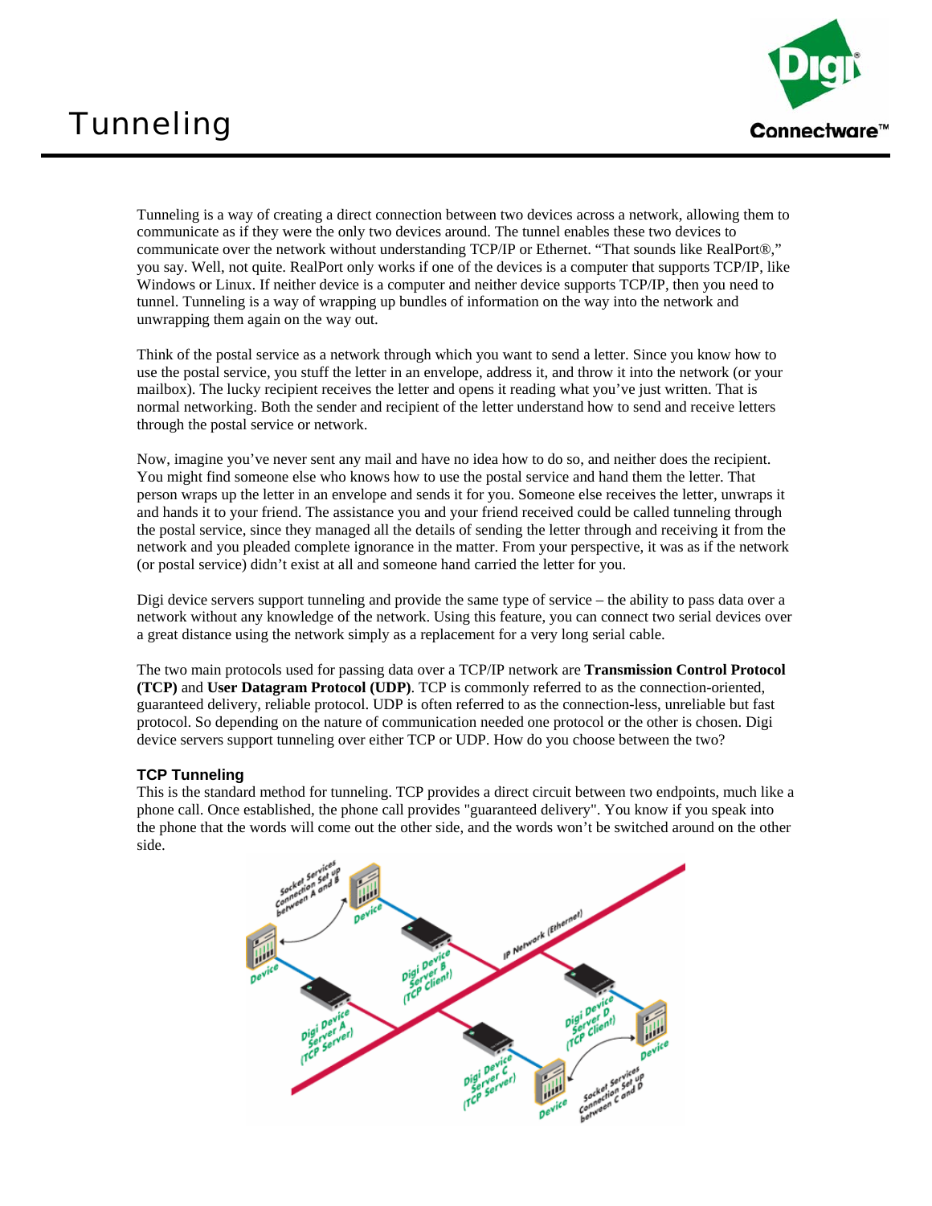# Tunneling

Tunneling is a way of creating a direct connection between two devices across a network, allowing them to communicate as if they were the only two devices around. The tunnel enables these two devices to communicate over the network without understanding TCP/IP or Ethernet. "That sounds like RealPort®," you say. Well, not quite. RealPort only works if one of the devices is a computer that supports TCP/IP, like Windows or Linux. If neither device is a computer and neither device supports TCP/IP, then you need to tunnel. Tunneling is a way of wrapping up bundles of information on the way into the network and unwrapping them again on the way out.

Think of the postal service as a network through which you want to send a letter. Since you know how to use the postal service, you stuff the letter in an envelope, address it, and throw it into the network (or your mailbox). The lucky recipient receives the letter and opens it reading what you've just written. That is normal networking. Both the sender and recipient of the letter understand how to send and receive letters through the postal service or network.

Now, imagine you've never sent any mail and have no idea how to do so, and neither does the recipient. You might find someone else who knows how to use the postal service and hand them the letter. That person wraps up the letter in an envelope and sends it for you. Someone else receives the letter, unwraps it and hands it to your friend. The assistance you and your friend received could be called tunneling through the postal service, since they managed all the details of sending the letter through and receiving it from the network and you pleaded complete ignorance in the matter. From your perspective, it was as if the network (or postal service) didn't exist at all and someone hand carried the letter for you.

Digi device servers support tunneling and provide the same type of service – the ability to pass data over a network without any knowledge of the network. Using this feature, you can connect two serial devices over a great distance using the network simply as a replacement for a very long serial cable.

The two main protocols used for passing data over a TCP/IP network are **Transmission Control Protocol (TCP)** and **User Datagram Protocol (UDP)**. TCP is commonly referred to as the connection-oriented, guaranteed delivery, reliable protocol. UDP is often referred to as the connection-less, unreliable but fast protocol. So depending on the nature of communication needed one protocol or the other is chosen. Digi device servers support tunneling over either TCP or UDP. How do you choose between the two?

### TCP Tunneling

This is the standard method for tunneling. TCP provides a direct circuit between two endpoints, much like a phone call. Once established, the phone call provides "guaranteed delivery". You know if you speak into the phone that the words will come out the other side, and the words won't be switched around on the other side.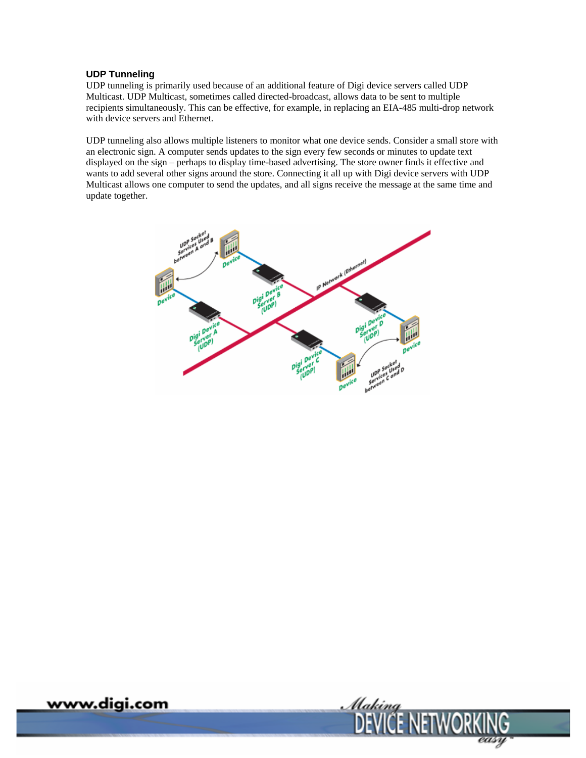### UDP Tunneling

UDP tunneling is primarily used because of an additional feature of Digi device servers called UDP Multicast. UDP Multicast, sometimes called directed-broadcast, allows data to be sent to multiple recipients simultaneously. This can be effective, for example, in replacing an EIA-485 multi-drop network with device servers and Ethernet.

UDP tunneling also allows multiple listeners to monitor what one device sends. Consider a small store with an electronic sign. A computer sends updates to the sign every few seconds or minutes to update text displayed on the sign – perhaps to display time-based advertising. The store owner finds it effective and wants to add several other signs around the store. Connecting it all up with Digi device servers with UDP Multicast allows one computer to send the updates, and all signs receive the message at the same time and update together.

UDP Socket Services Used between A and B

Device

Device

Digi Device Server B (UDP)

IP Network (Ethernet)

Digi Device Server A (UDP)

Digi Device Server D (UDP)

Device

Digi Device Server C (UDP)

Device

UDP Socket Services Used between C and D